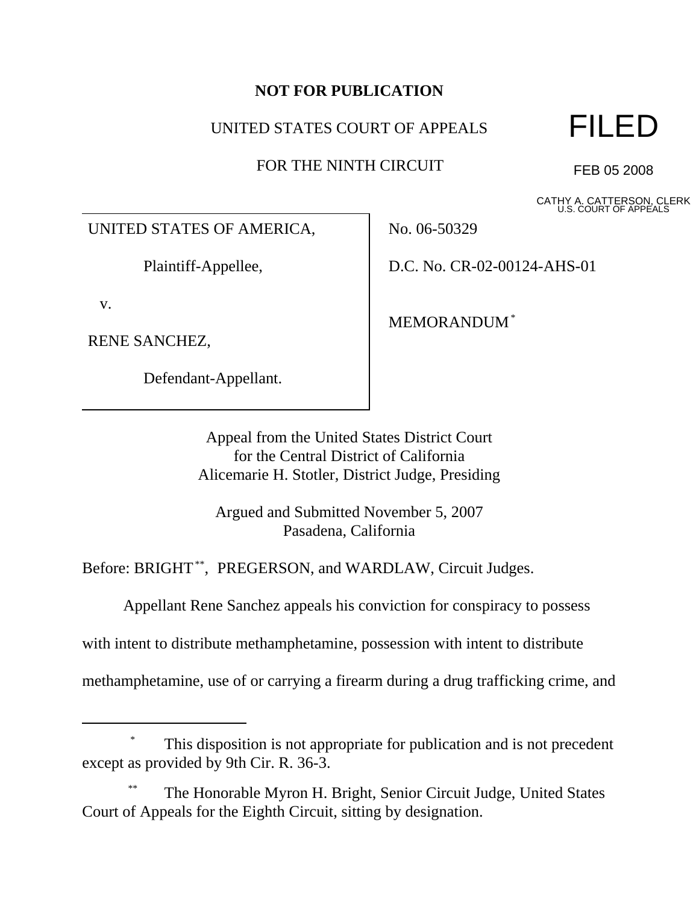**NOT FOR PUBLICATION**

UNITED STATES COURT OF APPEALS

FOR THE NINTH CIRCUIT

FILED

FEB 05 2008

CATHY A. CATTERSON, CLERK
U.S. COURT OF APPEALS

| | |
|---|---|
| UNITED STATES OF AMERICA,<br><br>Plaintiff-Appellee,<br><br>v.<br><br>RENE SANCHEZ,<br><br>Defendant-Appellant. | No. 06-50329<br><br>D.C. No. CR-02-00124-AHS-01<br><br>MEMORANDUM[*] |

Appeal from the United States District Court
for the Central District of California
Alicemarie H. Stotler, District Judge, Presiding

Argued and Submitted November 5, 2007
Pasadena, California

Before: BRIGHT[**], PREGERSON, and WARDLAW, Circuit Judges.

Appellant Rene Sanchez appeals his conviction for conspiracy to possess with intent to distribute methamphetamine, possession with intent to distribute methamphetamine, use of or carrying a firearm during a drug trafficking crime, and

---

[*] This disposition is not appropriate for publication and is not precedent except as provided by 9th Cir. R. 36-3.

[**] The Honorable Myron H. Bright, Senior Circuit Judge, United States Court of Appeals for the Eighth Circuit, sitting by designation.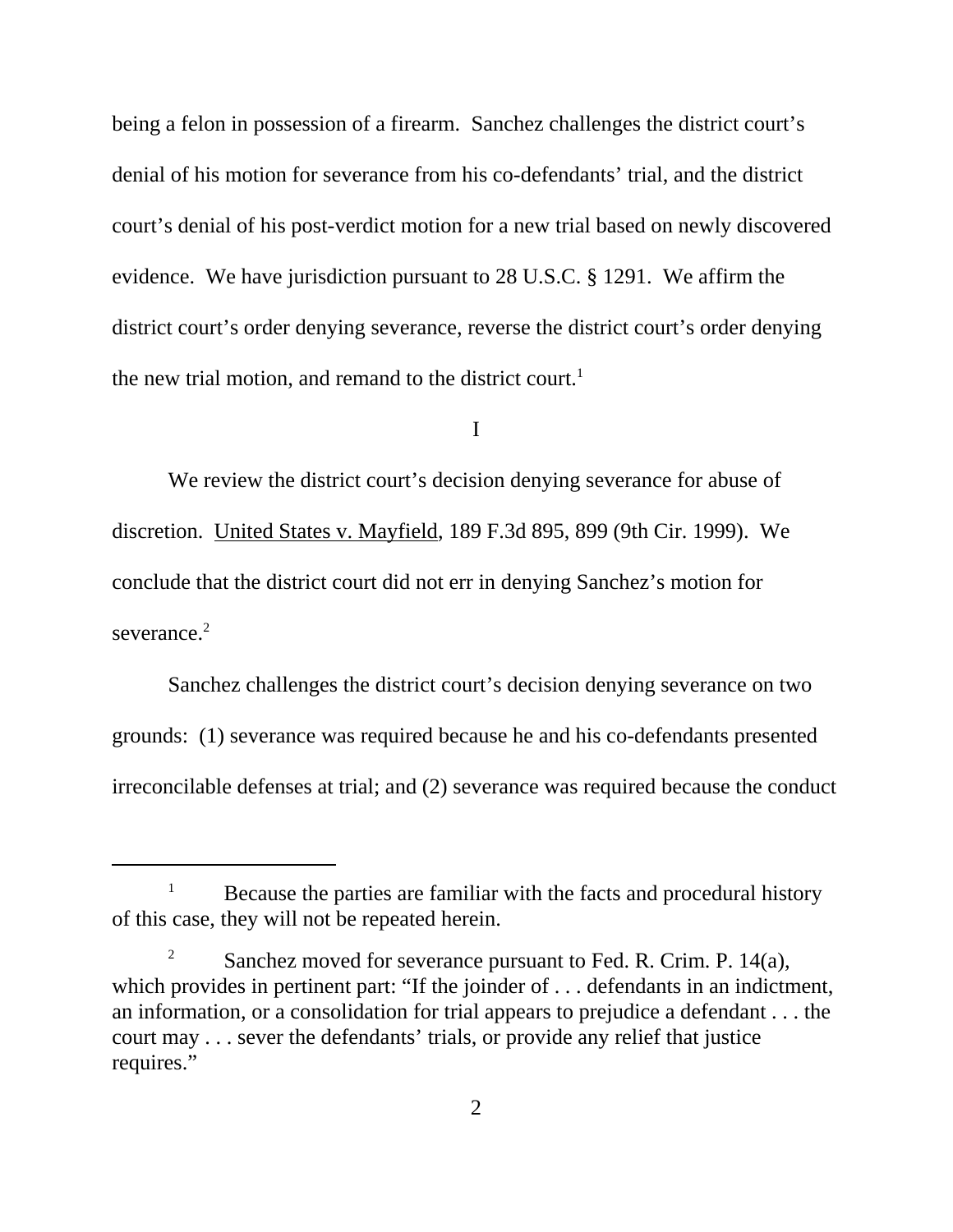being a felon in possession of a firearm. Sanchez challenges the district court's denial of his motion for severance from his co-defendants' trial, and the district court's denial of his post-verdict motion for a new trial based on newly discovered evidence. We have jurisdiction pursuant to 28 U.S.C. § 1291. We affirm the district court's order denying severance, reverse the district court's order denying the new trial motion, and remand to the district court.[1]

I

We review the district court's decision denying severance for abuse of discretion. United States v. Mayfield, 189 F.3d 895, 899 (9th Cir. 1999). We conclude that the district court did not err in denying Sanchez's motion for severance.[2]

Sanchez challenges the district court's decision denying severance on two grounds: (1) severance was required because he and his co-defendants presented irreconcilable defenses at trial; and (2) severance was required because the conduct

---

[1] Because the parties are familiar with the facts and procedural history of this case, they will not be repeated herein.

[2] Sanchez moved for severance pursuant to Fed. R. Crim. P. 14(a), which provides in pertinent part: "If the joinder of . . . defendants in an indictment, an information, or a consolidation for trial appears to prejudice a defendant . . . the court may . . . sever the defendants' trials, or provide any relief that justice requires."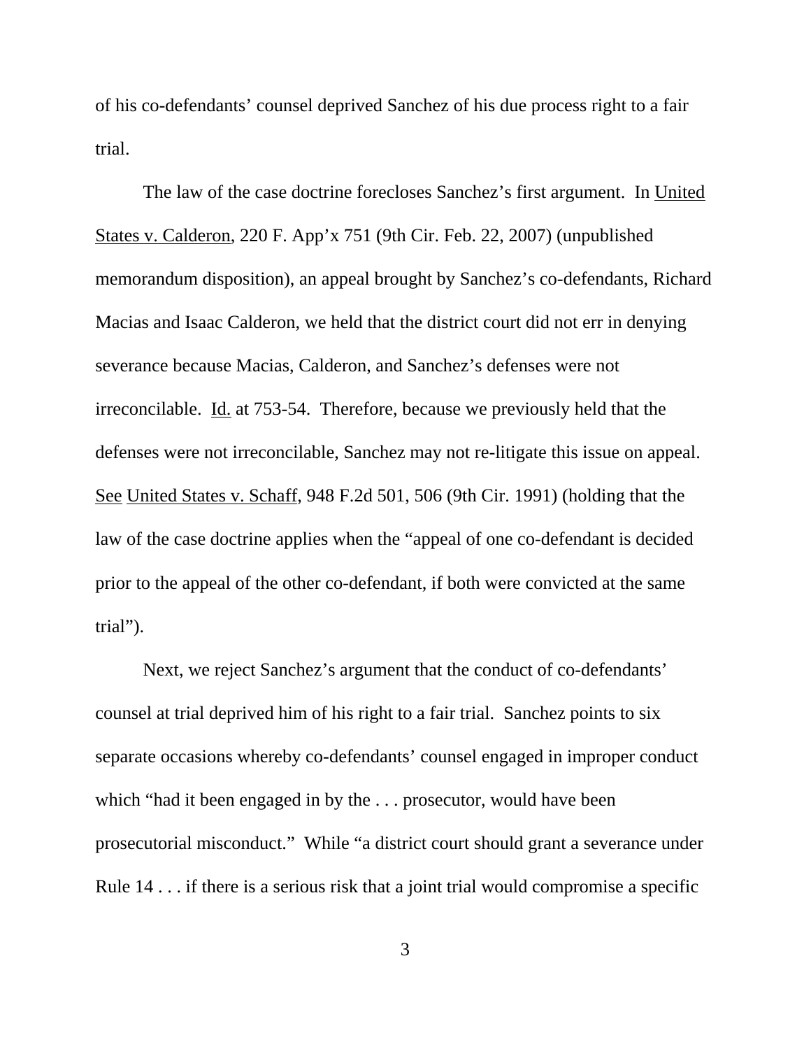of his co-defendants' counsel deprived Sanchez of his due process right to a fair trial.

The law of the case doctrine forecloses Sanchez's first argument. In United States v. Calderon, 220 F. App'x 751 (9th Cir. Feb. 22, 2007) (unpublished memorandum disposition), an appeal brought by Sanchez's co-defendants, Richard Macias and Isaac Calderon, we held that the district court did not err in denying severance because Macias, Calderon, and Sanchez's defenses were not irreconcilable. Id. at 753-54. Therefore, because we previously held that the defenses were not irreconcilable, Sanchez may not re-litigate this issue on appeal. See United States v. Schaff, 948 F.2d 501, 506 (9th Cir. 1991) (holding that the law of the case doctrine applies when the "appeal of one co-defendant is decided prior to the appeal of the other co-defendant, if both were convicted at the same trial").

Next, we reject Sanchez's argument that the conduct of co-defendants' counsel at trial deprived him of his right to a fair trial. Sanchez points to six separate occasions whereby co-defendants' counsel engaged in improper conduct which "had it been engaged in by the . . . prosecutor, would have been prosecutorial misconduct." While "a district court should grant a severance under Rule 14 . . . if there is a serious risk that a joint trial would compromise a specific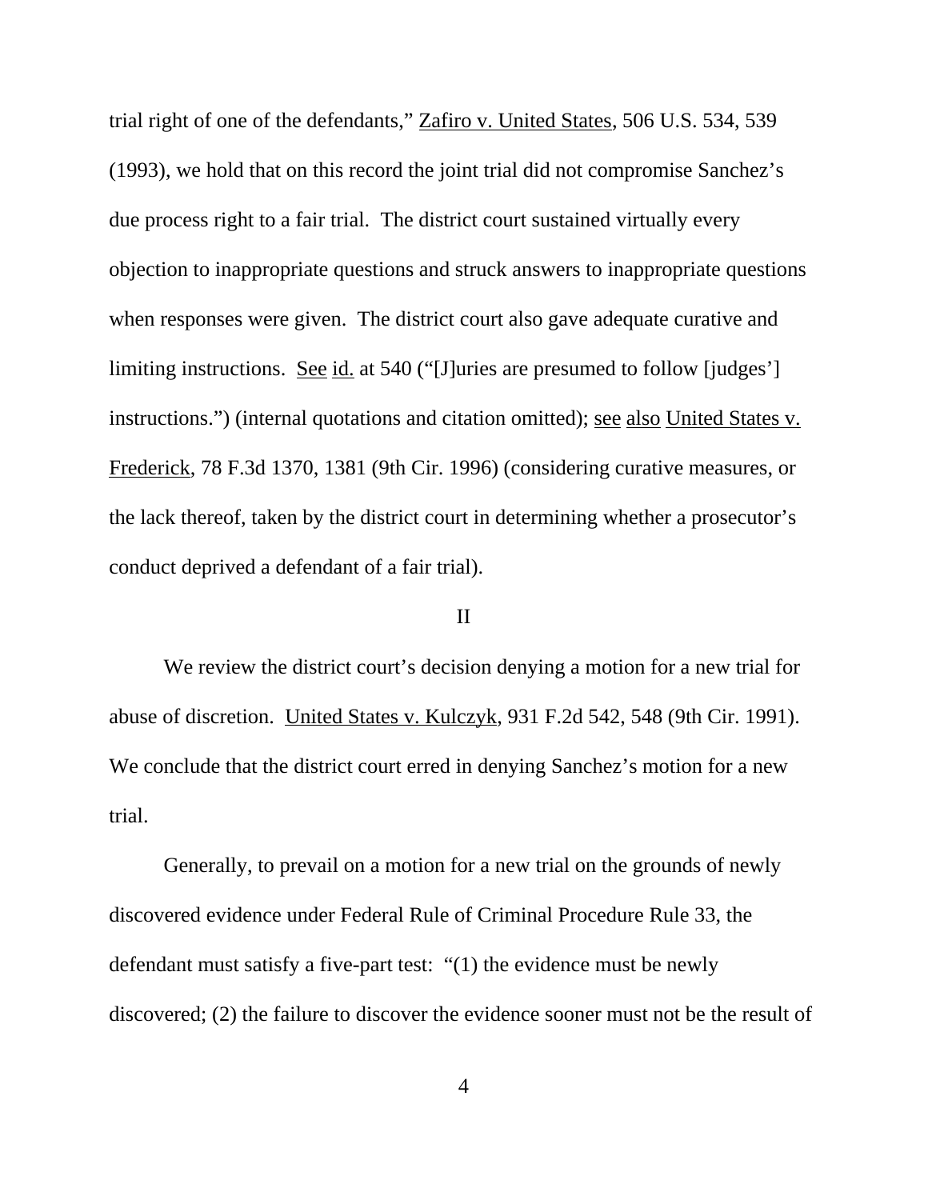trial right of one of the defendants," Zafiro v. United States, 506 U.S. 534, 539 (1993), we hold that on this record the joint trial did not compromise Sanchez's due process right to a fair trial. The district court sustained virtually every objection to inappropriate questions and struck answers to inappropriate questions when responses were given. The district court also gave adequate curative and limiting instructions. See id. at 540 ("[J]uries are presumed to follow [judges'] instructions.") (internal quotations and citation omitted); see also United States v. Frederick, 78 F.3d 1370, 1381 (9th Cir. 1996) (considering curative measures, or the lack thereof, taken by the district court in determining whether a prosecutor's conduct deprived a defendant of a fair trial).

## II

We review the district court's decision denying a motion for a new trial for abuse of discretion. United States v. Kulczyk, 931 F.2d 542, 548 (9th Cir. 1991). We conclude that the district court erred in denying Sanchez's motion for a new trial.

Generally, to prevail on a motion for a new trial on the grounds of newly discovered evidence under Federal Rule of Criminal Procedure Rule 33, the defendant must satisfy a five-part test: "(1) the evidence must be newly discovered; (2) the failure to discover the evidence sooner must not be the result of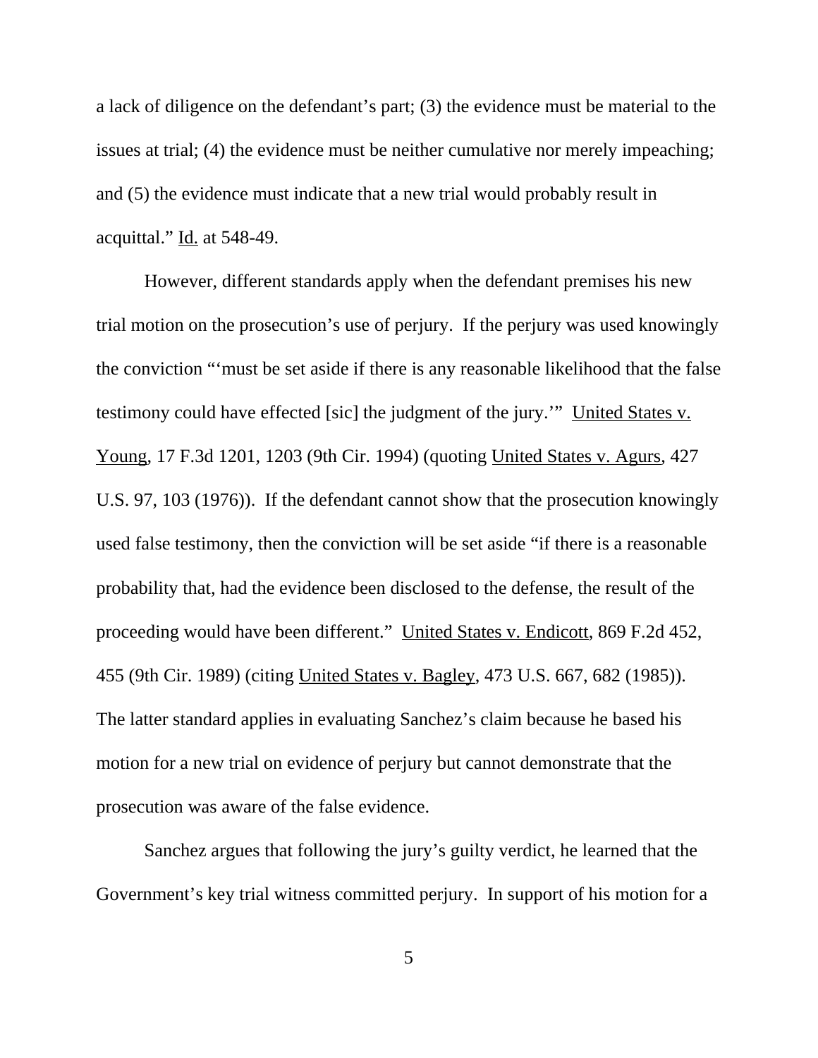a lack of diligence on the defendant's part; (3) the evidence must be material to the issues at trial; (4) the evidence must be neither cumulative nor merely impeaching; and (5) the evidence must indicate that a new trial would probably result in acquittal." Id. at 548-49.

However, different standards apply when the defendant premises his new trial motion on the prosecution's use of perjury. If the perjury was used knowingly the conviction "'must be set aside if there is any reasonable likelihood that the false testimony could have effected [sic] the judgment of the jury.'" United States v. Young, 17 F.3d 1201, 1203 (9th Cir. 1994) (quoting United States v. Agurs, 427 U.S. 97, 103 (1976)). If the defendant cannot show that the prosecution knowingly used false testimony, then the conviction will be set aside "if there is a reasonable probability that, had the evidence been disclosed to the defense, the result of the proceeding would have been different." United States v. Endicott, 869 F.2d 452, 455 (9th Cir. 1989) (citing United States v. Bagley, 473 U.S. 667, 682 (1985)). The latter standard applies in evaluating Sanchez's claim because he based his motion for a new trial on evidence of perjury but cannot demonstrate that the prosecution was aware of the false evidence.

Sanchez argues that following the jury's guilty verdict, he learned that the Government's key trial witness committed perjury. In support of his motion for a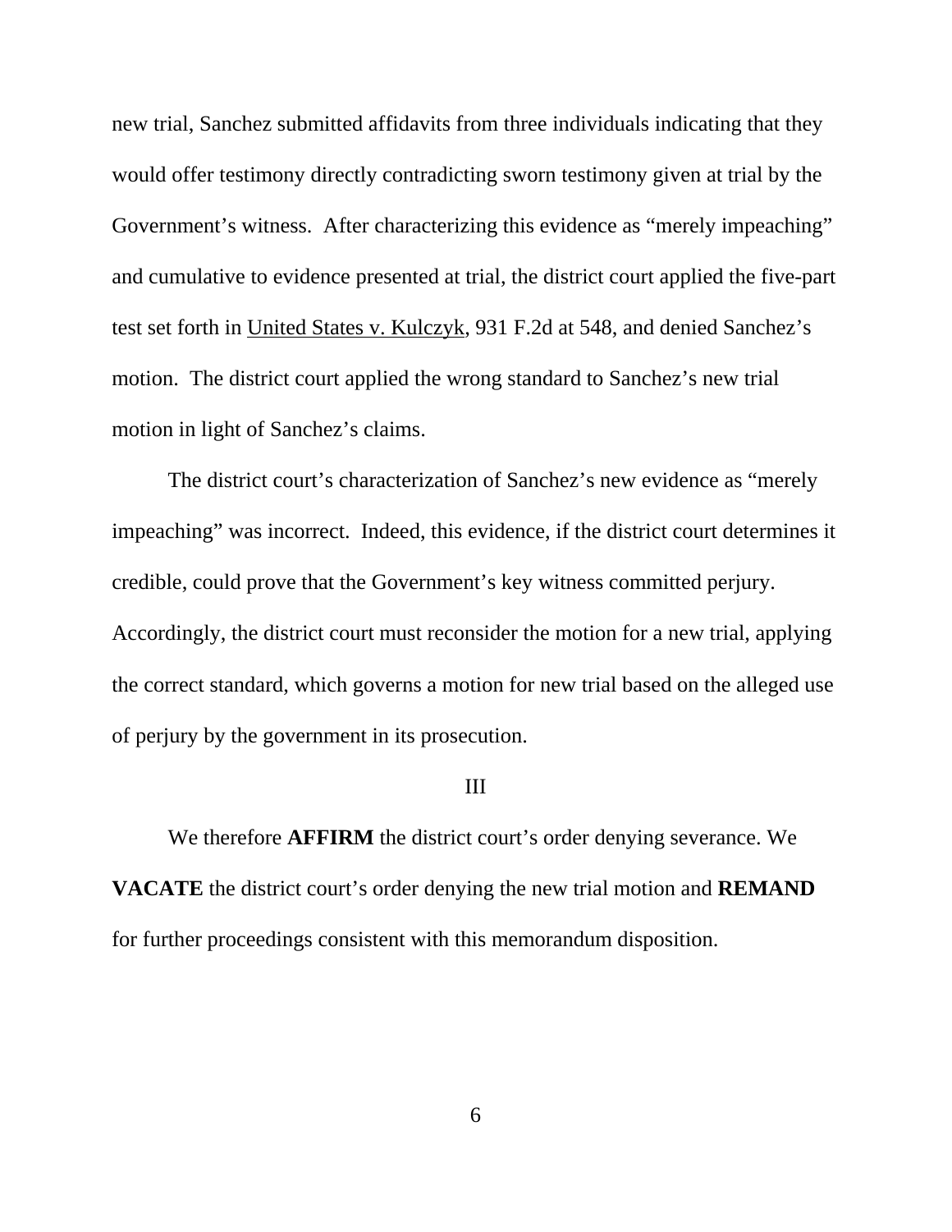new trial, Sanchez submitted affidavits from three individuals indicating that they would offer testimony directly contradicting sworn testimony given at trial by the Government's witness. After characterizing this evidence as "merely impeaching" and cumulative to evidence presented at trial, the district court applied the five-part test set forth in United States v. Kulczyk, 931 F.2d at 548, and denied Sanchez's motion. The district court applied the wrong standard to Sanchez's new trial motion in light of Sanchez's claims.

The district court's characterization of Sanchez's new evidence as "merely impeaching" was incorrect. Indeed, this evidence, if the district court determines it credible, could prove that the Government's key witness committed perjury. Accordingly, the district court must reconsider the motion for a new trial, applying the correct standard, which governs a motion for new trial based on the alleged use of perjury by the government in its prosecution.

III

We therefore **AFFIRM** the district court's order denying severance. We **VACATE** the district court's order denying the new trial motion and **REMAND** for further proceedings consistent with this memorandum disposition.